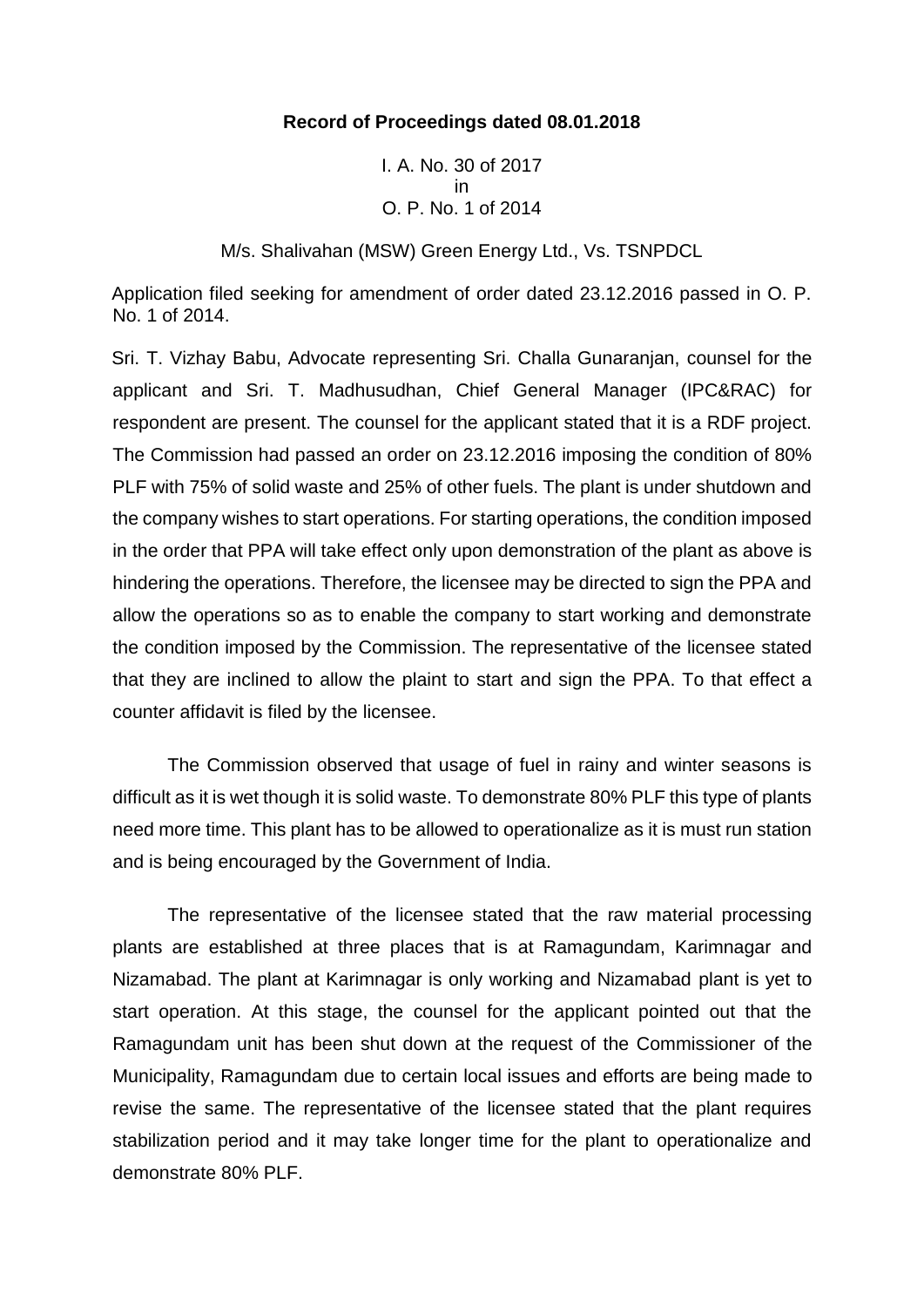**Record of Proceedings dated 08.01.2018**

I. A. No. 30 of 2017
in
O. P. No. 1 of 2014

M/s. Shalivahan (MSW) Green Energy Ltd., Vs. TSNPDCL

Application filed seeking for amendment of order dated 23.12.2016 passed in O. P. No. 1 of 2014.

Sri. T. Vizhay Babu, Advocate representing Sri. Challa Gunaranjan, counsel for the applicant and Sri. T. Madhusudhan, Chief General Manager (IPC&RAC) for respondent are present. The counsel for the applicant stated that it is a RDF project. The Commission had passed an order on 23.12.2016 imposing the condition of 80% PLF with 75% of solid waste and 25% of other fuels. The plant is under shutdown and the company wishes to start operations. For starting operations, the condition imposed in the order that PPA will take effect only upon demonstration of the plant as above is hindering the operations. Therefore, the licensee may be directed to sign the PPA and allow the operations so as to enable the company to start working and demonstrate the condition imposed by the Commission. The representative of the licensee stated that they are inclined to allow the plaint to start and sign the PPA. To that effect a counter affidavit is filed by the licensee.

The Commission observed that usage of fuel in rainy and winter seasons is difficult as it is wet though it is solid waste. To demonstrate 80% PLF this type of plants need more time. This plant has to be allowed to operationalize as it is must run station and is being encouraged by the Government of India.

The representative of the licensee stated that the raw material processing plants are established at three places that is at Ramagundam, Karimnagar and Nizamabad. The plant at Karimnagar is only working and Nizamabad plant is yet to start operation. At this stage, the counsel for the applicant pointed out that the Ramagundam unit has been shut down at the request of the Commissioner of the Municipality, Ramagundam due to certain local issues and efforts are being made to revise the same. The representative of the licensee stated that the plant requires stabilization period and it may take longer time for the plant to operationalize and demonstrate 80% PLF.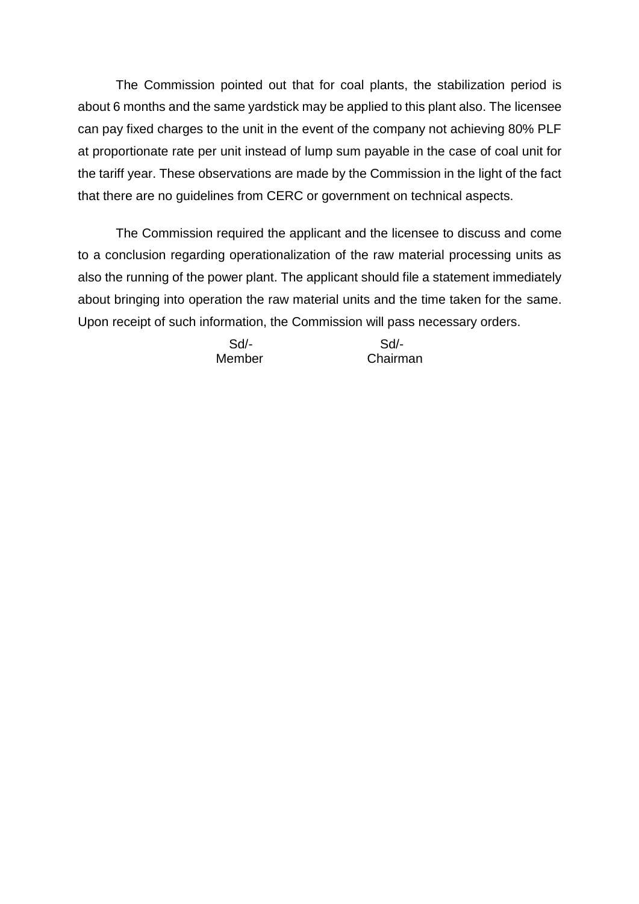The Commission pointed out that for coal plants, the stabilization period is about 6 months and the same yardstick may be applied to this plant also. The licensee can pay fixed charges to the unit in the event of the company not achieving 80% PLF at proportionate rate per unit instead of lump sum payable in the case of coal unit for the tariff year. These observations are made by the Commission in the light of the fact that there are no guidelines from CERC or government on technical aspects.

The Commission required the applicant and the licensee to discuss and come to a conclusion regarding operationalization of the raw material processing units as also the running of the power plant. The applicant should file a statement immediately about bringing into operation the raw material units and the time taken for the same. Upon receipt of such information, the Commission will pass necessary orders.

| | |
|---|---|
| Sd/- | Sd/- |
| Member | Chairman |